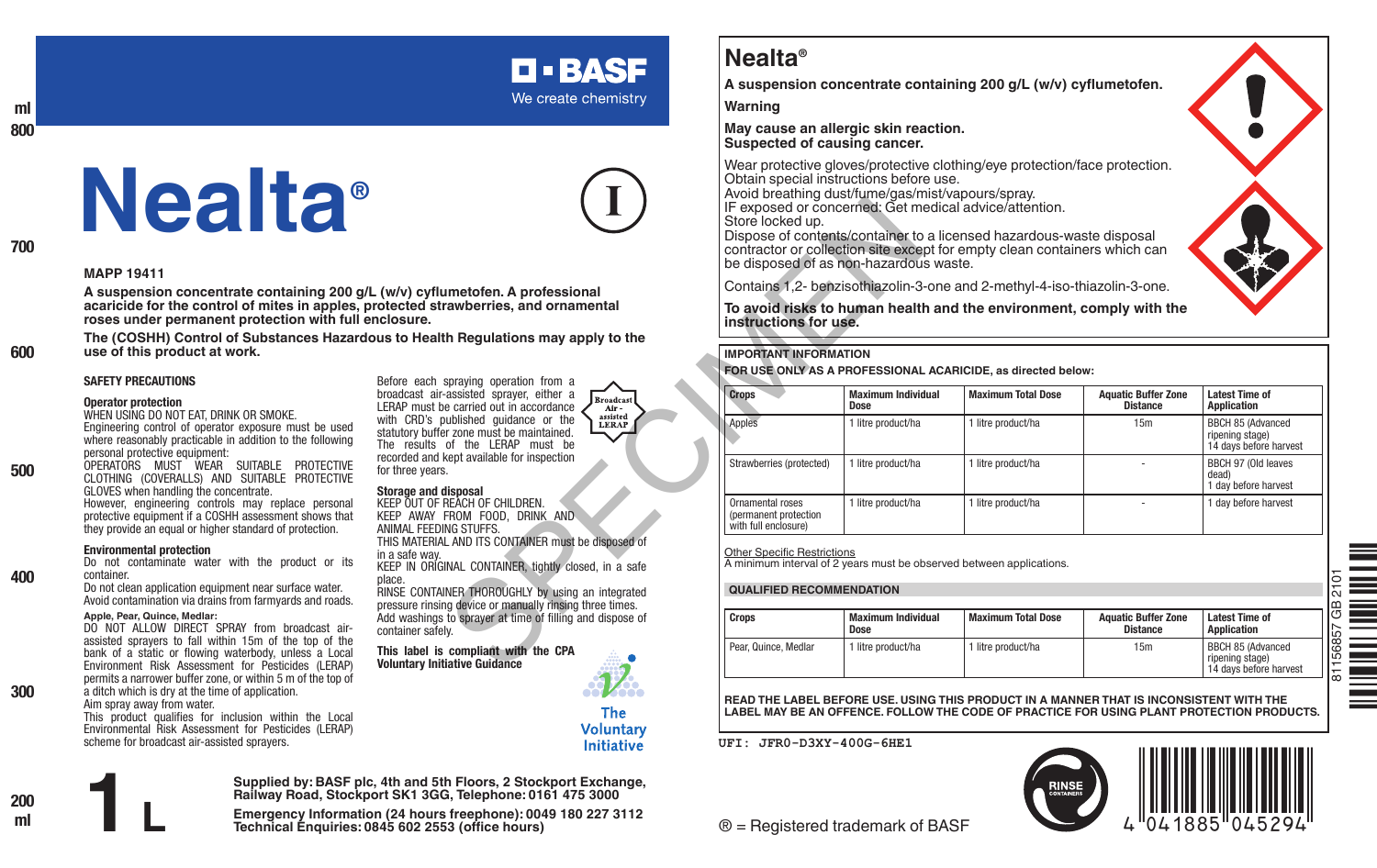BASF
We create chemistry

# Nealta®

MAPP 19411

**A suspension concentrate containing 200 g/L (w/v) cyflumetofen. A professional acaricide for the control of mites in apples, protected strawberries, and ornamental roses under permanent protection with full enclosure.**

**The (COSHH) Control of Substances Hazardous to Health Regulations may apply to the use of this product at work.**

## SAFETY PRECAUTIONS

### Operator protection

WHEN USING DO NOT EAT, DRINK OR SMOKE.

Engineering control of operator exposure must be used where reasonably practicable in addition to the following personal protective equipment:

OPERATORS MUST WEAR SUITABLE PROTECTIVE CLOTHING (COVERALLS) AND SUITABLE PROTECTIVE GLOVES when handling the concentrate.

However, engineering controls may replace personal protective equipment if a COSHH assessment shows that they provide an equal or higher standard of protection.

### Environmental protection

Do not contaminate water with the product or its container.

Do not clean application equipment near surface water.

Avoid contamination via drains from farmyards and roads.

**Apple, Pear, Quince, Medlar:**

DO NOT ALLOW DIRECT SPRAY from broadcast air-assisted sprayers to fall within 15m of the top of the bank of a static or flowing waterbody, unless a Local Environment Risk Assessment for Pesticides (LERAP) permits a narrower buffer zone, or within 5 m of the top of a ditch which is dry at the time of application.

Aim spray away from water.

This product qualifies for inclusion within the Local Environmental Risk Assessment for Pesticides (LERAP) scheme for broadcast air-assisted sprayers.

Before each spraying operation from a broadcast air-assisted sprayer, either a LERAP must be carried out in accordance with CRD's published guidance or the statutory buffer zone must be maintained. The results of the LERAP must be recorded and kept available for inspection for three years.

Broadcast Air-assisted LERAP

### Storage and disposal

KEEP OUT OF REACH OF CHILDREN.

KEEP AWAY FROM FOOD, DRINK AND ANIMAL FEEDING STUFFS.

THIS MATERIAL AND ITS CONTAINER must be disposed of in a safe way.

KEEP IN ORIGINAL CONTAINER, tightly closed, in a safe place.

RINSE CONTAINER THOROUGHLY by using an integrated pressure rinsing device or manually rinsing three times. Add washings to sprayer at time of filling and dispose of container safely.

**This label is compliant with the CPA Voluntary Initiative Guidance**

The Voluntary Initiative

# 1 L

**Supplied by: BASF plc, 4th and 5th Floors, 2 Stockport Exchange, Railway Road, Stockport SK1 3GG, Telephone: 0161 475 3000**

**Emergency Information (24 hours freephone): 0049 180 227 3112**
**Technical Enquiries: 0845 602 2553 (office hours)**

## Nealta®

**A suspension concentrate containing 200 g/L (w/v) cyflumetofen.**

**Warning**

**May cause an allergic skin reaction.**
**Suspected of causing cancer.**

Wear protective gloves/protective clothing/eye protection/face protection.
Obtain special instructions before use.
Avoid breathing dust/fume/gas/mist/vapours/spray.
IF exposed or concerned: Get medical advice/attention.
Store locked up.
Dispose of contents/container to a licensed hazardous-waste disposal contractor or collection site except for empty clean containers which can be disposed of as non-hazardous waste.

Contains 1,2- benzisothiazolin-3-one and 2-methyl-4-iso-thiazolin-3-one.

**To avoid risks to human health and the environment, comply with the instructions for use.**

**IMPORTANT INFORMATION**

**FOR USE ONLY AS A PROFESSIONAL ACARICIDE, as directed below:**

| Crops | Maximum Individual Dose | Maximum Total Dose | Aquatic Buffer Zone Distance | Latest Time of Application |
|---|---|---|---|---|
| Apples | 1 litre product/ha | 1 litre product/ha | 15m | BBCH 85 (Advanced ripening stage) 14 days before harvest |
| Strawberries (protected) | 1 litre product/ha | 1 litre product/ha | - | BBCH 97 (Old leaves dead) 1 day before harvest |
| Ornamental roses (permanent protection with full enclosure) | 1 litre product/ha | 1 litre product/ha | - | 1 day before harvest |

Other Specific Restrictions
A minimum interval of 2 years must be observed between applications.

**QUALIFIED RECOMMENDATION**

| Crops | Maximum Individual Dose | Maximum Total Dose | Aquatic Buffer Zone Distance | Latest Time of Application |
|---|---|---|---|---|
| Pear, Quince, Medlar | 1 litre product/ha | 1 litre product/ha | 15m | BBCH 85 (Advanced ripening stage) 14 days before harvest |

**READ THE LABEL BEFORE USE. USING THIS PRODUCT IN A MANNER THAT IS INCONSISTENT WITH THE LABEL MAY BE AN OFFENCE. FOLLOW THE CODE OF PRACTICE FOR USING PLANT PROTECTION PRODUCTS.**

UFI: JFR0-D3XY-400G-6HE1

® = Registered trademark of BASF

RINSE CONTAINERS

4 041885 045294

81156857 GB 2101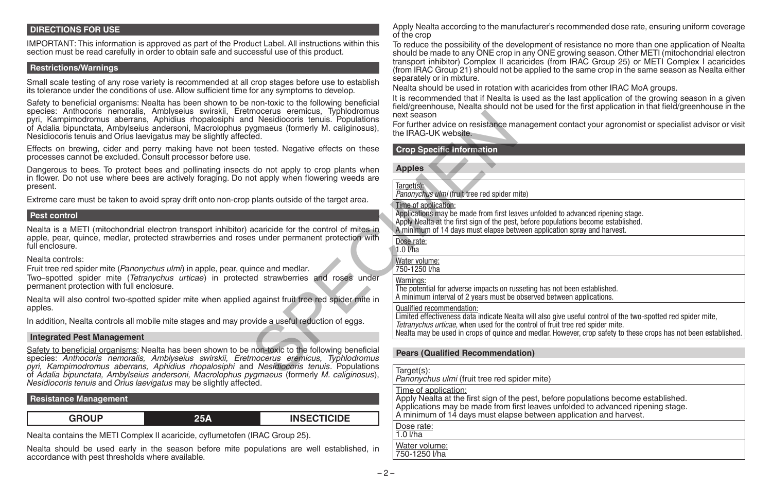## DIRECTIONS FOR USE

IMPORTANT: This information is approved as part of the Product Label. All instructions within this section must be read carefully in order to obtain safe and successful use of this product.

### Restrictions/Warnings

Small scale testing of any rose variety is recommended at all crop stages before use to establish its tolerance under the conditions of use. Allow sufficient time for any symptoms to develop.

Safety to beneficial organisms: Nealta has been shown to be non-toxic to the following beneficial species: Anthocoris nemoralis, Amblyseius swirskii, Eretmocerus eremicus, Typhlodromus pyri, Kampimodromus aberrans, Aphidius rhopalosiphi and Nesidiocoris tenuis. Populations of Adalia bipunctata, Ambylseius andersoni, Macrolophus pygmaeus (formerly M. caliginosus), Nesidiocoris tenuis and Orius laevigatus may be slightly affected.

Effects on brewing, cider and perry making have not been tested. Negative effects on these processes cannot be excluded. Consult processor before use.

Dangerous to bees. To protect bees and pollinating insects do not apply to crop plants when in flower. Do not use where bees are actively foraging. Do not apply when flowering weeds are present.

Extreme care must be taken to avoid spray drift onto non-crop plants outside of the target area.

### Pest control

Nealta is a METI (mitochondrial electron transport inhibitor) acaricide for the control of mites in apple, pear, quince, medlar, protected strawberries and roses under permanent protection with full enclosure.

Nealta controls:
Fruit tree red spider mite (*Panonychus ulmi*) in apple, pear, quince and medlar.
Two–spotted spider mite (*Tetranychus urticae*) in protected strawberries and roses under permanent protection with full enclosure.

Nealta will also control two-spotted spider mite when applied against fruit tree red spider mite in apples.

In addition, Nealta controls all mobile mite stages and may provide a useful reduction of eggs.

### Integrated Pest Management

Safety to beneficial organisms: Nealta has been shown to be non-toxic to the following beneficial species: *Anthocoris nemoralis, Amblyseius swirskii, Eretmocerus eremicus, Typhlodromus pyri, Kampimodromus aberrans, Aphidius rhopalosiphi* and *Nesidiocoris tenuis*. Populations of *Adalia bipunctata, Ambylseius andersoni, Macrolophus pygmaeus* (formerly *M. caliginosus*), *Nesidiocoris tenuis* and *Orius laevigatus* may be slightly affected.

### Resistance Management

| GROUP | 25A | INSECTICIDE |
|---|---|---|

Nealta contains the METI Complex II acaricide, cyflumetofen (IRAC Group 25).

Nealta should be used early in the season before mite populations are well established, in accordance with pest thresholds where available.

Apply Nealta according to the manufacturer's recommended dose rate, ensuring uniform coverage of the crop

To reduce the possibility of the development of resistance no more than one application of Nealta should be made to any ONE crop in any ONE growing season. Other METI (mitochondrial electron transport inhibitor) Complex II acaricides (from IRAC Group 25) or METI Complex I acaricides (from IRAC Group 21) should not be applied to the same crop in the same season as Nealta either separately or in mixture.

Nealta should be used in rotation with acaricides from other IRAC MoA groups.

It is recommended that if Nealta is used as the last application of the growing season in a given field/greenhouse, Nealta should not be used for the first application in that field/greenhouse in the next season

For further advice on resistance management contact your agronomist or specialist advisor or visit the IRAG-UK website.

## Crop Specific Information

### Apples

| |
|---|
| Target(s):<br>*Panonychus ulmi* (fruit tree red spider mite) |
| Time of application:<br>Applications may be made from first leaves unfolded to advanced ripening stage.<br>Apply Nealta at the first sign of the pest, before populations become established.<br>A minimum of 14 days must elapse between application spray and harvest. |
| Dose rate:<br>1.0 l/ha |
| Water volume:<br>750-1250 l/ha |
| Warnings:<br>The potential for adverse impacts on russeting has not been established.<br>A minimum interval of 2 years must be observed between applications. |
| Qualified recommendation:<br>Limited effectiveness data indicate Nealta will also give useful control of the two-spotted red spider mite, *Tetranychus urticae*, when used for the control of fruit tree red spider mite.<br>Nealta may be used in crops of quince and medlar. However, crop safety to these crops has not been established. |

### Pears (Qualified Recommendation)

| |
|---|
| Target(s):<br>*Panonychus ulmi* (fruit tree red spider mite) |
| Time of application:<br>Apply Nealta at the first sign of the pest, before populations become established.<br>Applications may be made from first leaves unfolded to advanced ripening stage.<br>A minimum of 14 days must elapse between application and harvest. |
| Dose rate:<br>1.0 l/ha |
| Water volume:<br>750-1250 l/ha |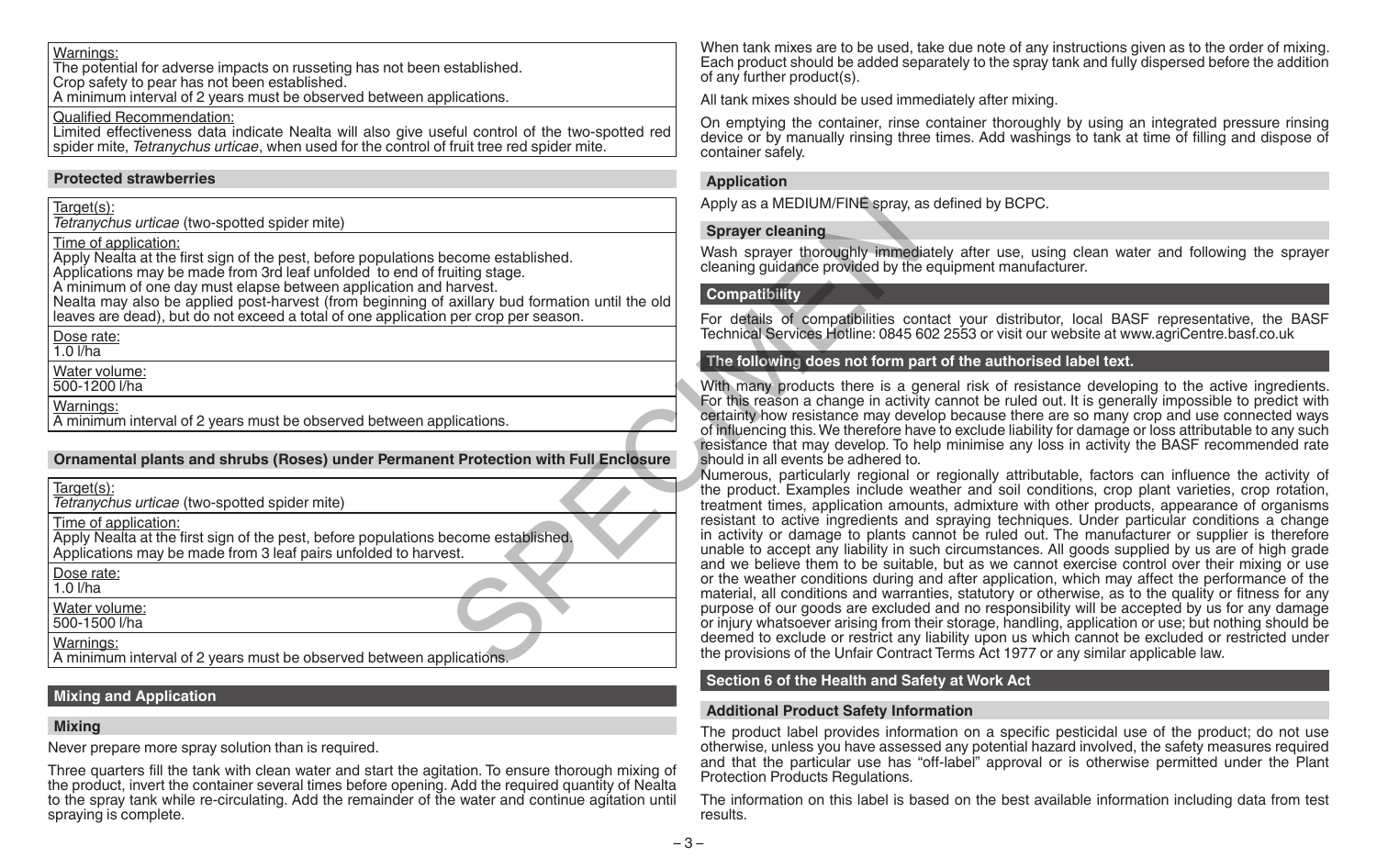Warnings:
The potential for adverse impacts on russeting has not been established.
Crop safety to pear has not been established.
A minimum interval of 2 years must be observed between applications.

Qualified Recommendation:
Limited effectiveness data indicate Nealta will also give useful control of the two-spotted red spider mite, *Tetranychus urticae*, when used for the control of fruit tree red spider mite.

### Protected strawberries

Target(s):
*Tetranychus urticae* (two-spotted spider mite)

Time of application:
Apply Nealta at the first sign of the pest, before populations become established.
Applications may be made from 3rd leaf unfolded to end of fruiting stage.
A minimum of one day must elapse between application and harvest.
Nealta may also be applied post-harvest (from beginning of axillary bud formation until the old leaves are dead), but do not exceed a total of one application per crop per season.

Dose rate:
1.0 l/ha

Water volume:
500-1200 l/ha

Warnings:
A minimum interval of 2 years must be observed between applications.

### Ornamental plants and shrubs (Roses) under Permanent Protection with Full Enclosure

Target(s):
*Tetranychus urticae* (two-spotted spider mite)

Time of application:
Apply Nealta at the first sign of the pest, before populations become established.
Applications may be made from 3 leaf pairs unfolded to harvest.

Dose rate:
1.0 l/ha

Water volume:
500-1500 l/ha

Warnings:
A minimum interval of 2 years must be observed between applications.

## Mixing and Application

### Mixing

Never prepare more spray solution than is required.

Three quarters fill the tank with clean water and start the agitation. To ensure thorough mixing of the product, invert the container several times before opening. Add the required quantity of Nealta to the spray tank while re-circulating. Add the remainder of the water and continue agitation until spraying is complete.

When tank mixes are to be used, take due note of any instructions given as to the order of mixing. Each product should be added separately to the spray tank and fully dispersed before the addition of any further product(s).

All tank mixes should be used immediately after mixing.

On emptying the container, rinse container thoroughly by using an integrated pressure rinsing device or by manually rinsing three times. Add washings to tank at time of filling and dispose of container safely.

### Application

Apply as a MEDIUM/FINE spray, as defined by BCPC.

### Sprayer cleaning

Wash sprayer thoroughly immediately after use, using clean water and following the sprayer cleaning guidance provided by the equipment manufacturer.

### Compatibility

For details of compatibilities contact your distributor, local BASF representative, the BASF Technical Services Hotline: 0845 602 2553 or visit our website at www.agriCentre.basf.co.uk

### The following does not form part of the authorised label text.

With many products there is a general risk of resistance developing to the active ingredients. For this reason a change in activity cannot be ruled out. It is generally impossible to predict with certainty how resistance may develop because there are so many crop and use connected ways of influencing this. We therefore have to exclude liability for damage or loss attributable to any such resistance that may develop. To help minimise any loss in activity the BASF recommended rate should in all events be adhered to.

Numerous, particularly regional or regionally attributable, factors can influence the activity of the product. Examples include weather and soil conditions, crop plant varieties, crop rotation, treatment times, application amounts, admixture with other products, appearance of organisms resistant to active ingredients and spraying techniques. Under particular conditions a change in activity or damage to plants cannot be ruled out. The manufacturer or supplier is therefore unable to accept any liability in such circumstances. All goods supplied by us are of high grade and we believe them to be suitable, but as we cannot exercise control over their mixing or use or the weather conditions during and after application, which may affect the performance of the material, all conditions and warranties, statutory or otherwise, as to the quality or fitness for any purpose of our goods are excluded and no responsibility will be accepted by us for any damage or injury whatsoever arising from their storage, handling, application or use; but nothing should be deemed to exclude or restrict any liability upon us which cannot be excluded or restricted under the provisions of the Unfair Contract Terms Act 1977 or any similar applicable law.

## Section 6 of the Health and Safety at Work Act

### Additional Product Safety Information

The product label provides information on a specific pesticidal use of the product; do not use otherwise, unless you have assessed any potential hazard involved, the safety measures required and that the particular use has "off-label" approval or is otherwise permitted under the Plant Protection Products Regulations.

The information on this label is based on the best available information including data from test results.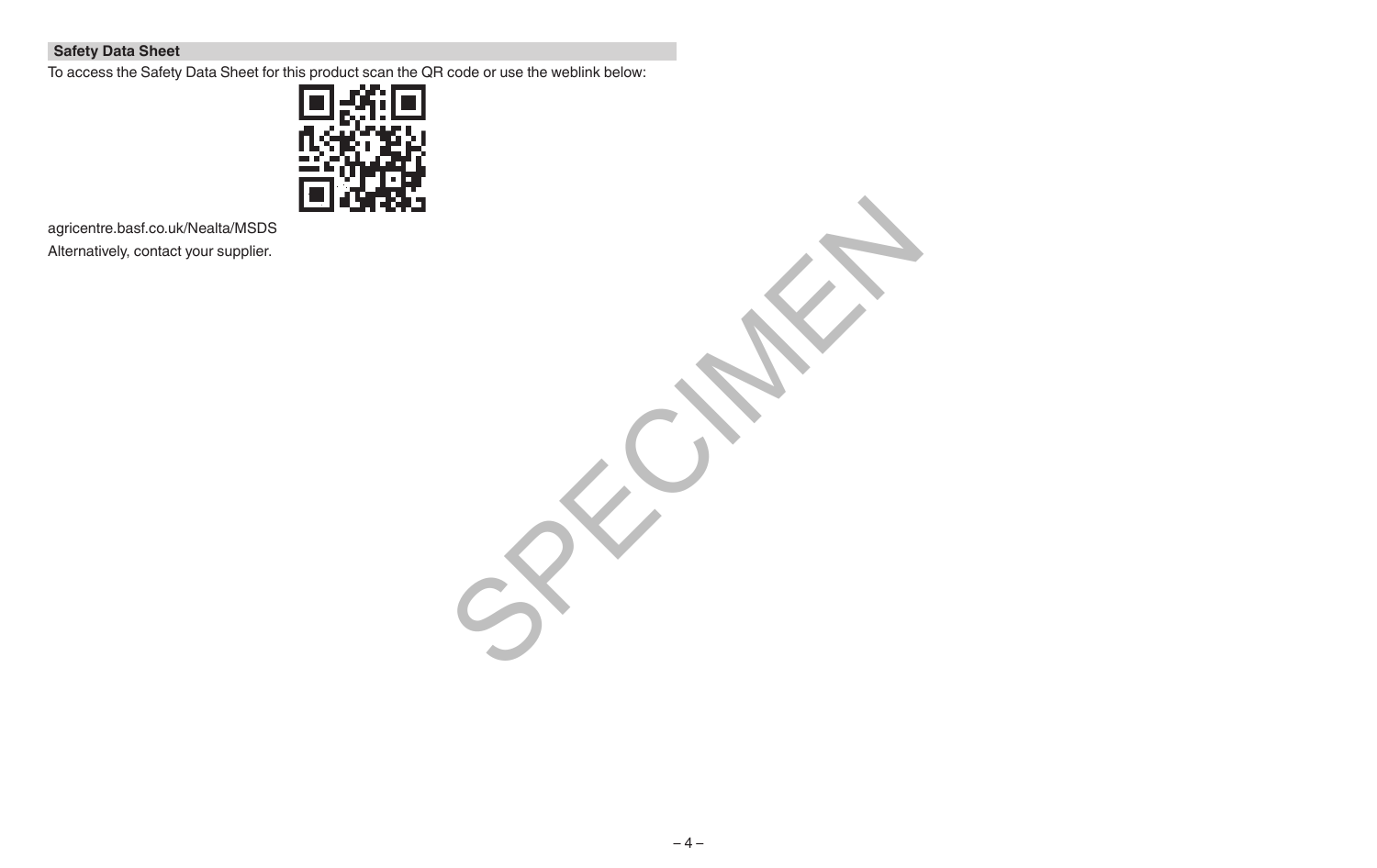## Safety Data Sheet

To access the Safety Data Sheet for this product scan the QR code or use the weblink below:

agricentre.basf.co.uk/Nealta/MSDS

Alternatively, contact your supplier.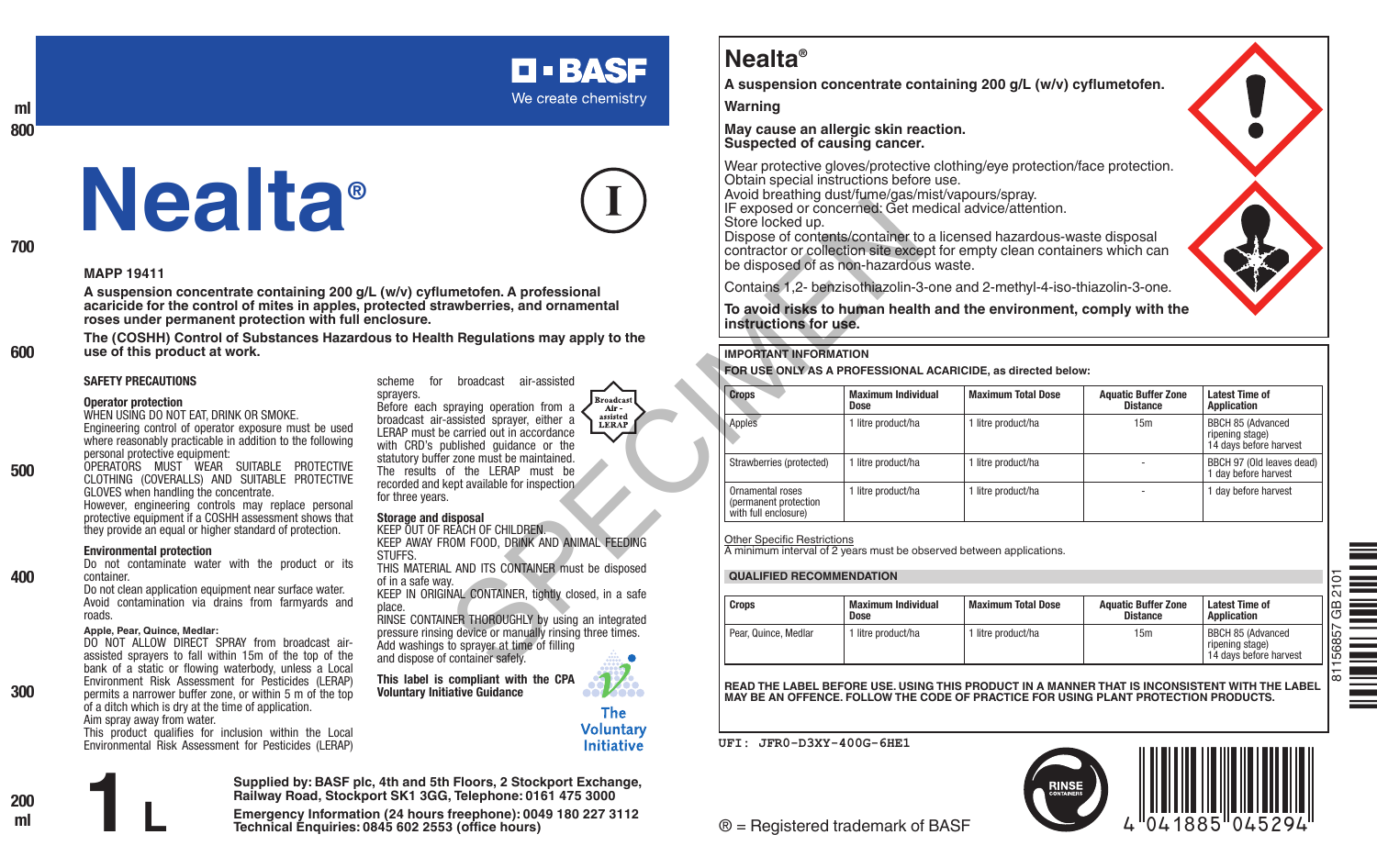BASF
We create chemistry

# Nealta®

MAPP 19411

**A suspension concentrate containing 200 g/L (w/v) cyflumetofen. A professional acaricide for the control of mites in apples, protected strawberries, and ornamental roses under permanent protection with full enclosure.**

**The (COSHH) Control of Substances Hazardous to Health Regulations may apply to the use of this product at work.**

### SAFETY PRECAUTIONS

**Operator protection**

WHEN USING DO NOT EAT, DRINK OR SMOKE.

Engineering control of operator exposure must be used where reasonably practicable in addition to the following personal protective equipment:

OPERATORS MUST WEAR SUITABLE PROTECTIVE CLOTHING (COVERALLS) AND SUITABLE PROTECTIVE GLOVES when handling the concentrate.

However, engineering controls may replace personal protective equipment if a COSHH assessment shows that they provide an equal or higher standard of protection.

**Environmental protection**

Do not contaminate water with the product or its container.

Do not clean application equipment near surface water.

Avoid contamination via drains from farmyards and roads.

**Apple, Pear, Quince, Medlar:**

DO NOT ALLOW DIRECT SPRAY from broadcast air-assisted sprayers to fall within 15m of the top of the bank of a static or flowing waterbody, unless a Local Environment Risk Assessment for Pesticides (LERAP) permits a narrower buffer zone, or within 5 m of the top of a ditch which is dry at the time of application.

Aim spray away from water.

This product qualifies for inclusion within the Local Environmental Risk Assessment for Pesticides (LERAP) scheme for broadcast air-assisted sprayers.

Broadcast Air-assisted LERAP

Before each spraying operation from a broadcast air-assisted sprayer, either a LERAP must be carried out in accordance with CRD's published guidance or the statutory buffer zone must be maintained. The results of the LERAP must be recorded and kept available for inspection for three years.

**Storage and disposal**

KEEP OUT OF REACH OF CHILDREN.

KEEP AWAY FROM FOOD, DRINK AND ANIMAL FEEDING STUFFS.

THIS MATERIAL AND ITS CONTAINER must be disposed of in a safe way.

KEEP IN ORIGINAL CONTAINER, tightly closed, in a safe place.

RINSE CONTAINER THOROUGHLY by using an integrated pressure rinsing device or manually rinsing three times. Add washings to sprayer at time of filling and dispose of container safely.

**This label is compliant with the CPA Voluntary Initiative Guidance**

The Voluntary Initiative

1 L

**Supplied by: BASF plc, 4th and 5th Floors, 2 Stockport Exchange, Railway Road, Stockport SK1 3GG, Telephone: 0161 475 3000**

**Emergency Information (24 hours freephone): 0049 180 227 3112**

**Technical Enquiries: 0845 602 2553 (office hours)**

## Nealta®

**A suspension concentrate containing 200 g/L (w/v) cyflumetofen.**

**Warning**

**May cause an allergic skin reaction.**
**Suspected of causing cancer.**

Wear protective gloves/protective clothing/eye protection/face protection.
Obtain special instructions before use.
Avoid breathing dust/fume/gas/mist/vapours/spray.
IF exposed or concerned: Get medical advice/attention.
Store locked up.
Dispose of contents/container to a licensed hazardous-waste disposal contractor or collection site except for empty clean containers which can be disposed of as non-hazardous waste.

Contains 1,2- benzisothiazolin-3-one and 2-methyl-4-iso-thiazolin-3-one.

**To avoid risks to human health and the environment, comply with the instructions for use.**

**IMPORTANT INFORMATION**

**FOR USE ONLY AS A PROFESSIONAL ACARICIDE, as directed below:**

| Crops | Maximum Individual Dose | Maximum Total Dose | Aquatic Buffer Zone Distance | Latest Time of Application |
|---|---|---|---|---|
| Apples | 1 litre product/ha | 1 litre product/ha | 15m | BBCH 85 (Advanced ripening stage) 14 days before harvest |
| Strawberries (protected) | 1 litre product/ha | 1 litre product/ha | - | BBCH 97 (Old leaves dead) 1 day before harvest |
| Ornamental roses (permanent protection with full enclosure) | 1 litre product/ha | 1 litre product/ha | - | 1 day before harvest |

Other Specific Restrictions

A minimum interval of 2 years must be observed between applications.

**QUALIFIED RECOMMENDATION**

| Crops | Maximum Individual Dose | Maximum Total Dose | Aquatic Buffer Zone Distance | Latest Time of Application |
|---|---|---|---|---|
| Pear, Quince, Medlar | 1 litre product/ha | 1 litre product/ha | 15m | BBCH 85 (Advanced ripening stage) 14 days before harvest |

**READ THE LABEL BEFORE USE. USING THIS PRODUCT IN A MANNER THAT IS INCONSISTENT WITH THE LABEL MAY BE AN OFFENCE. FOLLOW THE CODE OF PRACTICE FOR USING PLANT PROTECTION PRODUCTS.**

UFI: JFR0-D3XY-400G-6HE1

® = Registered trademark of BASF

RINSE CONTAINERS

4 041885 045294

81156857 GB 2101